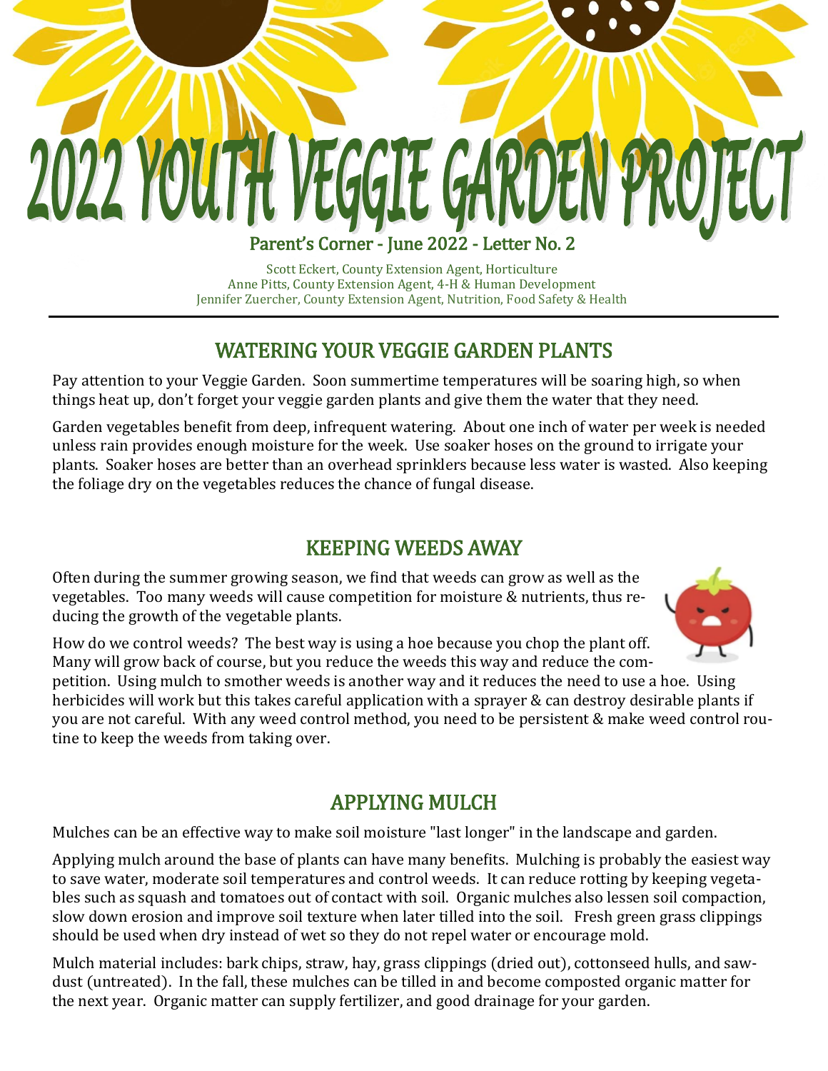# 2022 YOUTH VEGGIE GARDEN PROJECT

### Parent's Corner - June 2022 - Letter No. 2

Scott Eckert, County Extension Agent, Horticulture
Anne Pitts, County Extension Agent, 4-H & Human Development
Jennifer Zuercher, County Extension Agent, Nutrition, Food Safety & Health

---

## WATERING YOUR VEGGIE GARDEN PLANTS

Pay attention to your Veggie Garden. Soon summertime temperatures will be soaring high, so when things heat up, don't forget your veggie garden plants and give them the water that they need.

Garden vegetables benefit from deep, infrequent watering. About one inch of water per week is needed unless rain provides enough moisture for the week. Use soaker hoses on the ground to irrigate your plants. Soaker hoses are better than an overhead sprinklers because less water is wasted. Also keeping the foliage dry on the vegetables reduces the chance of fungal disease.

## KEEPING WEEDS AWAY

Often during the summer growing season, we find that weeds can grow as well as the vegetables. Too many weeds will cause competition for moisture & nutrients, thus reducing the growth of the vegetable plants.

How do we control weeds? The best way is using a hoe because you chop the plant off. Many will grow back of course, but you reduce the weeds this way and reduce the competition. Using mulch to smother weeds is another way and it reduces the need to use a hoe. Using herbicides will work but this takes careful application with a sprayer & can destroy desirable plants if you are not careful. With any weed control method, you need to be persistent & make weed control routine to keep the weeds from taking over.

## APPLYING MULCH

Mulches can be an effective way to make soil moisture "last longer" in the landscape and garden.

Applying mulch around the base of plants can have many benefits. Mulching is probably the easiest way to save water, moderate soil temperatures and control weeds. It can reduce rotting by keeping vegetables such as squash and tomatoes out of contact with soil. Organic mulches also lessen soil compaction, slow down erosion and improve soil texture when later tilled into the soil. Fresh green grass clippings should be used when dry instead of wet so they do not repel water or encourage mold.

Mulch material includes: bark chips, straw, hay, grass clippings (dried out), cottonseed hulls, and sawdust (untreated). In the fall, these mulches can be tilled in and become composted organic matter for the next year. Organic matter can supply fertilizer, and good drainage for your garden.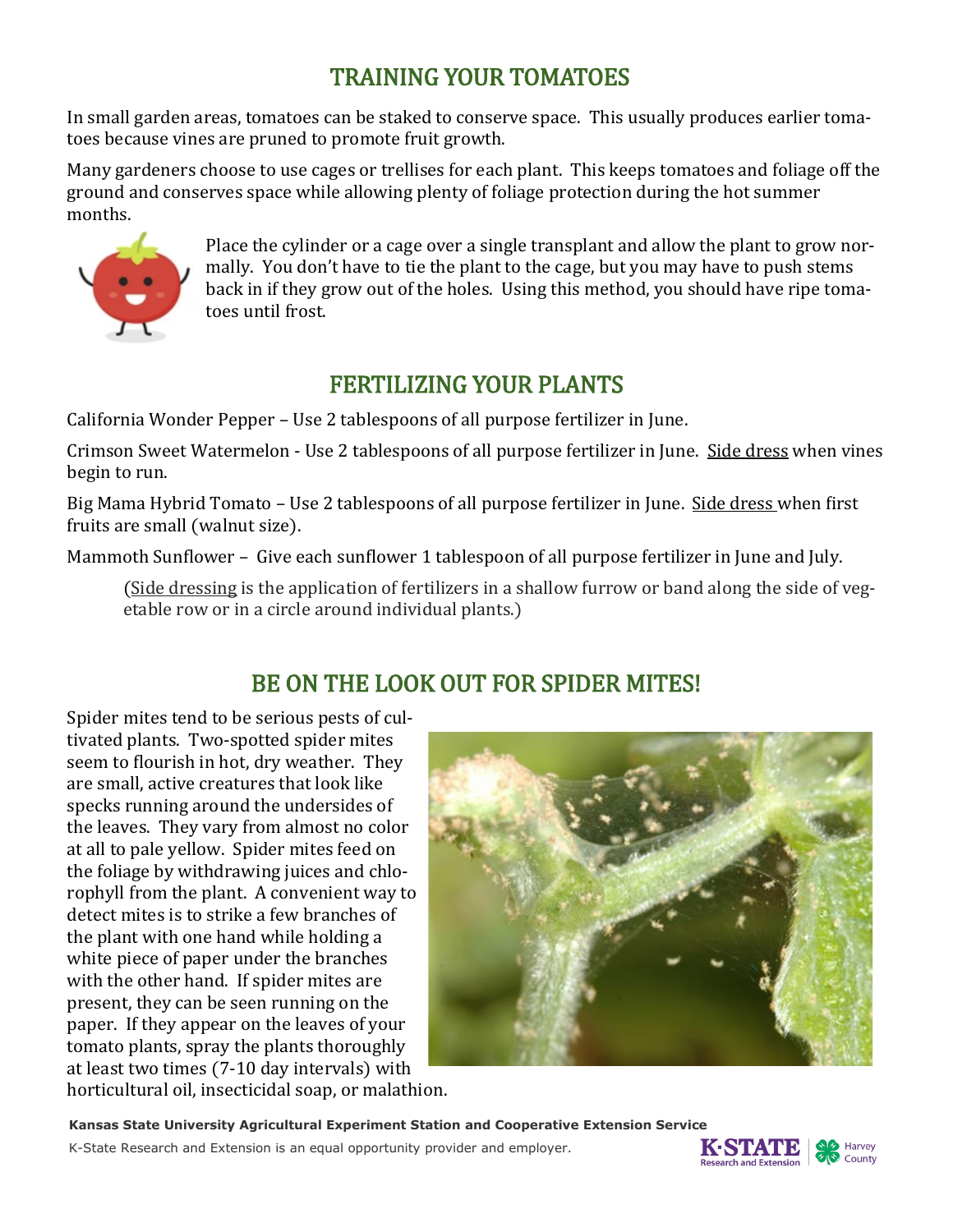## TRAINING YOUR TOMATOES

In small garden areas, tomatoes can be staked to conserve space. This usually produces earlier tomatoes because vines are pruned to promote fruit growth.

Many gardeners choose to use cages or trellises for each plant. This keeps tomatoes and foliage off the ground and conserves space while allowing plenty of foliage protection during the hot summer months.

Place the cylinder or a cage over a single transplant and allow the plant to grow normally. You don't have to tie the plant to the cage, but you may have to push stems back in if they grow out of the holes. Using this method, you should have ripe tomatoes until frost.

## FERTILIZING YOUR PLANTS

California Wonder Pepper – Use 2 tablespoons of all purpose fertilizer in June.

Crimson Sweet Watermelon - Use 2 tablespoons of all purpose fertilizer in June. <u>Side dress</u> when vines begin to run.

Big Mama Hybrid Tomato – Use 2 tablespoons of all purpose fertilizer in June. <u>Side dress</u> when first fruits are small (walnut size).

Mammoth Sunflower – Give each sunflower 1 tablespoon of all purpose fertilizer in June and July.

> (<u>Side dressing</u> is the application of fertilizers in a shallow furrow or band along the side of vegetable row or in a circle around individual plants.)

## BE ON THE LOOK OUT FOR SPIDER MITES!

Spider mites tend to be serious pests of cultivated plants. Two-spotted spider mites seem to flourish in hot, dry weather. They are small, active creatures that look like specks running around the undersides of the leaves. They vary from almost no color at all to pale yellow. Spider mites feed on the foliage by withdrawing juices and chlorophyll from the plant. A convenient way to detect mites is to strike a few branches of the plant with one hand while holding a white piece of paper under the branches with the other hand. If spider mites are present, they can be seen running on the paper. If they appear on the leaves of your tomato plants, spray the plants thoroughly at least two times (7-10 day intervals) with horticultural oil, insecticidal soap, or malathion.

**Kansas State University Agricultural Experiment Station and Cooperative Extension Service**

K-State Research and Extension is an equal opportunity provider and employer.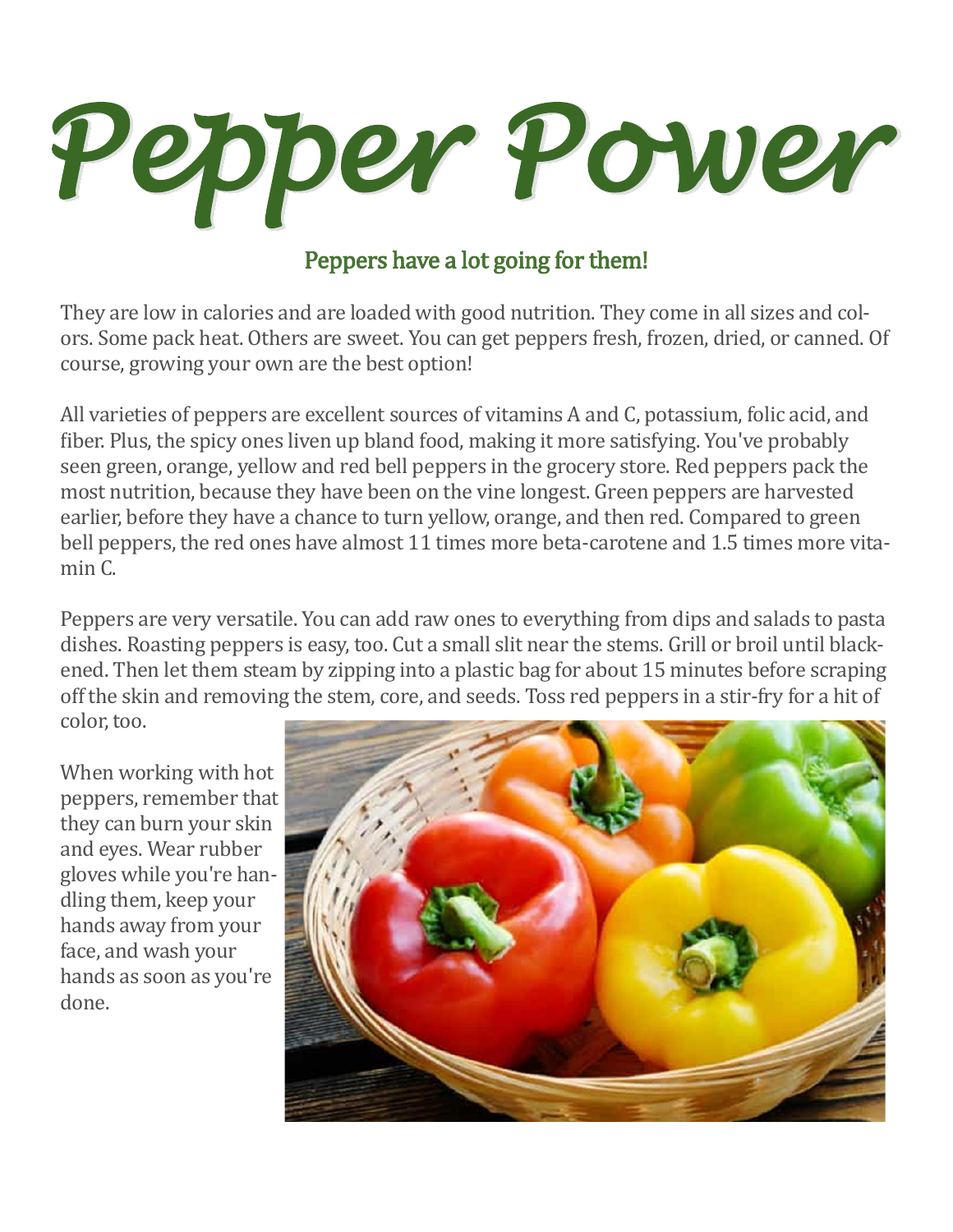# Pepper Power

## Peppers have a lot going for them!

They are low in calories and are loaded with good nutrition. They come in all sizes and colors. Some pack heat. Others are sweet. You can get peppers fresh, frozen, dried, or canned. Of course, growing your own are the best option!

All varieties of peppers are excellent sources of vitamins A and C, potassium, folic acid, and fiber. Plus, the spicy ones liven up bland food, making it more satisfying. You've probably seen green, orange, yellow and red bell peppers in the grocery store. Red peppers pack the most nutrition, because they have been on the vine longest. Green peppers are harvested earlier, before they have a chance to turn yellow, orange, and then red. Compared to green bell peppers, the red ones have almost 11 times more beta-carotene and 1.5 times more vitamin C.

Peppers are very versatile. You can add raw ones to everything from dips and salads to pasta dishes. Roasting peppers is easy, too. Cut a small slit near the stems. Grill or broil until blackened. Then let them steam by zipping into a plastic bag for about 15 minutes before scraping off the skin and removing the stem, core, and seeds. Toss red peppers in a stir-fry for a hit of color, too.

When working with hot peppers, remember that they can burn your skin and eyes. Wear rubber gloves while you're handling them, keep your hands away from your face, and wash your hands as soon as you're done.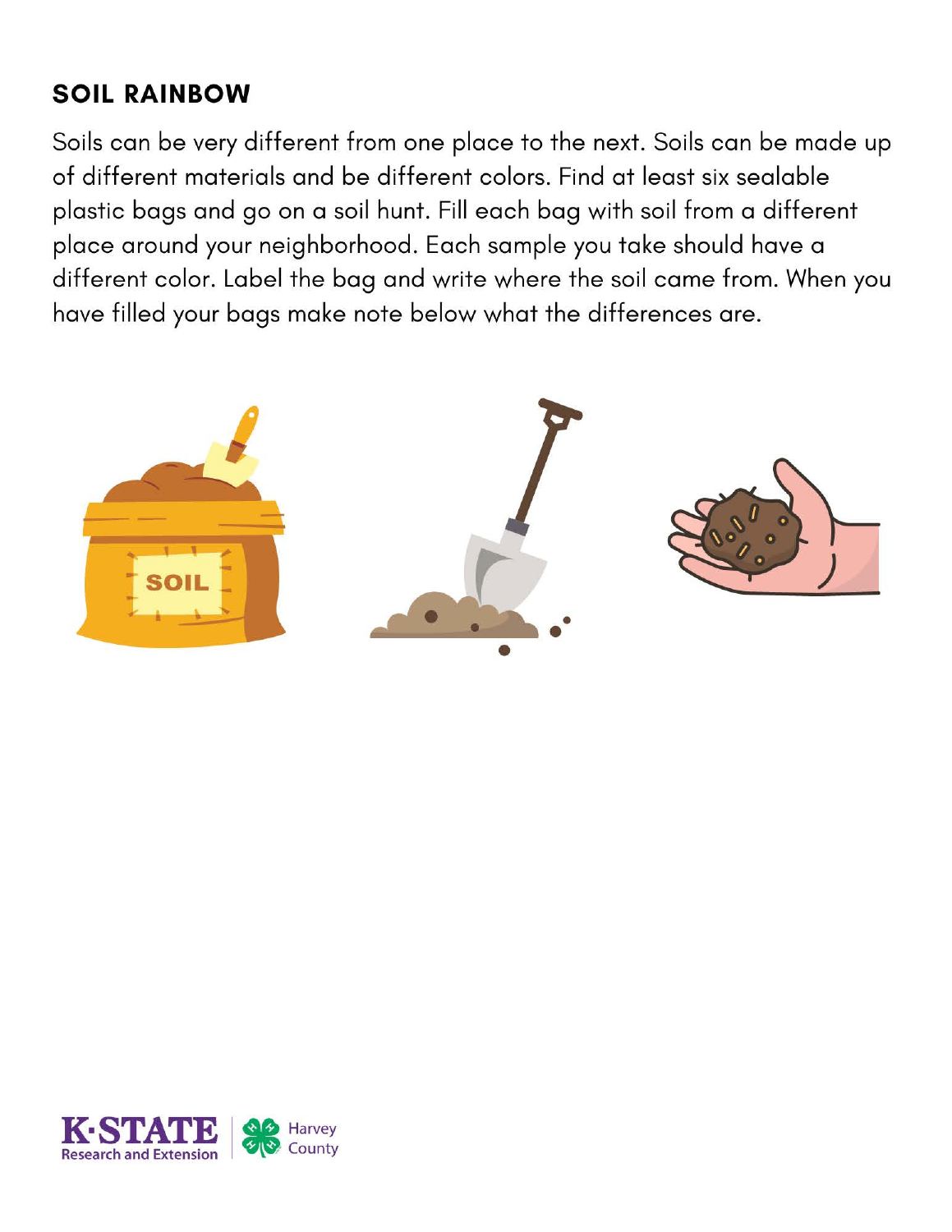## SOIL RAINBOW

Soils can be very different from one place to the next. Soils can be made up of different materials and be different colors. Find at least six sealable plastic bags and go on a soil hunt. Fill each bag with soil from a different place around your neighborhood. Each sample you take should have a different color. Label the bag and write where the soil came from. When you have filled your bags make note below what the differences are.